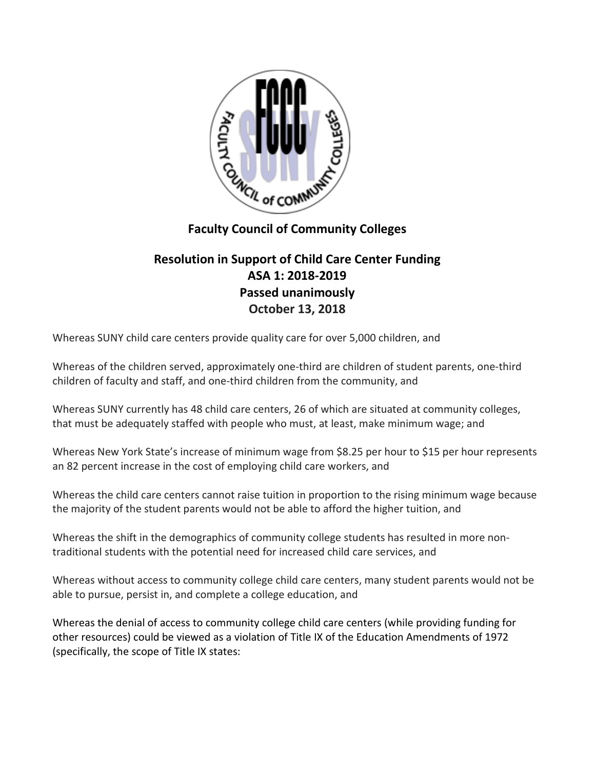# Faculty Council of Community Colleges

## Resolution in Support of Child Care Center Funding
## ASA 1: 2018-2019
## Passed unanimously
## October 13, 2018

Whereas SUNY child care centers provide quality care for over 5,000 children, and

Whereas of the children served, approximately one-third are children of student parents, one-third children of faculty and staff, and one-third children from the community, and

Whereas SUNY currently has 48 child care centers, 26 of which are situated at community colleges, that must be adequately staffed with people who must, at least, make minimum wage; and

Whereas New York State's increase of minimum wage from $8.25 per hour to $15 per hour represents an 82 percent increase in the cost of employing child care workers, and

Whereas the child care centers cannot raise tuition in proportion to the rising minimum wage because the majority of the student parents would not be able to afford the higher tuition, and

Whereas the shift in the demographics of community college students has resulted in more non-traditional students with the potential need for increased child care services, and

Whereas without access to community college child care centers, many student parents would not be able to pursue, persist in, and complete a college education, and

Whereas the denial of access to community college child care centers (while providing funding for other resources) could be viewed as a violation of Title IX of the Education Amendments of 1972 (specifically, the scope of Title IX states: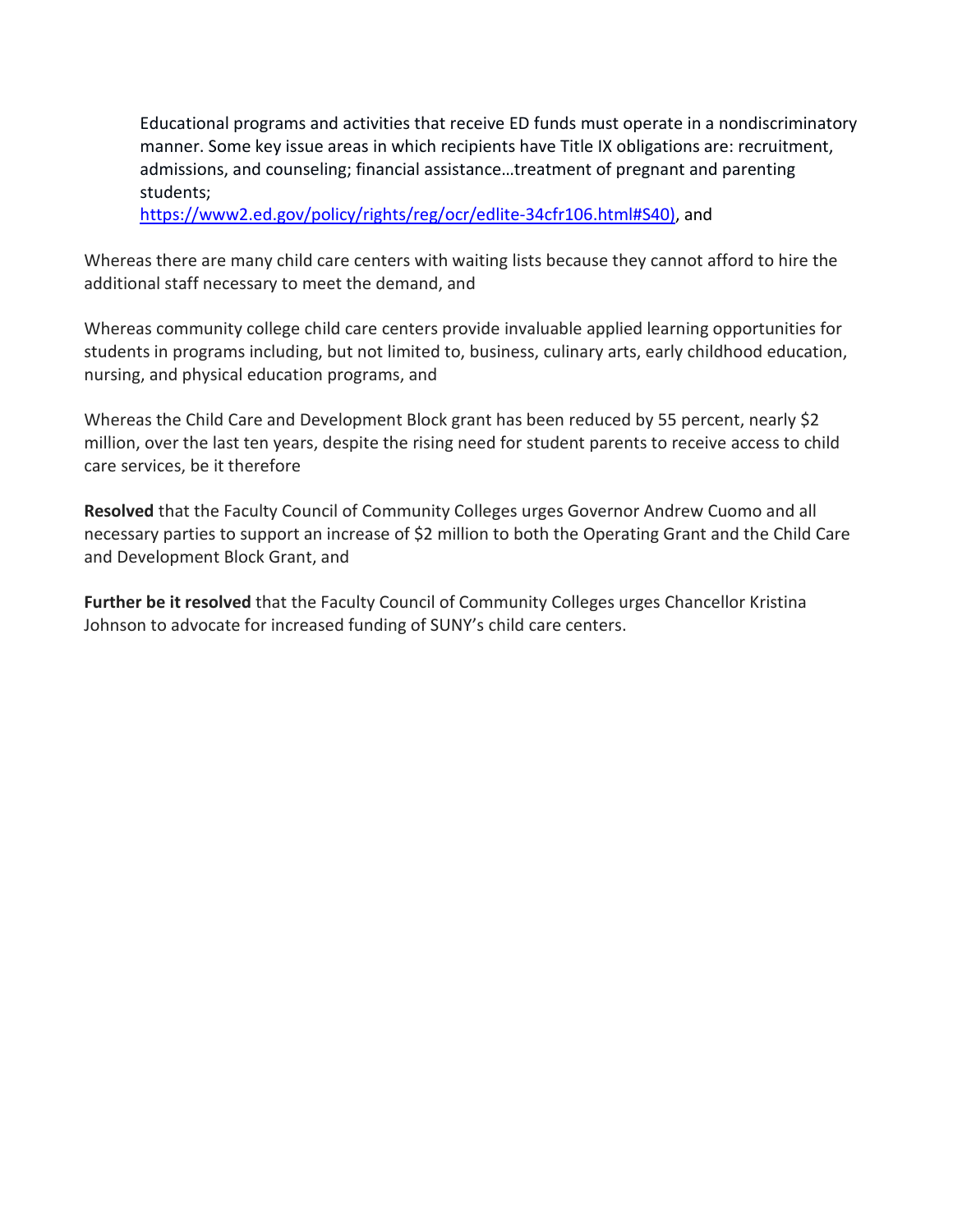> Educational programs and activities that receive ED funds must operate in a nondiscriminatory manner. Some key issue areas in which recipients have Title IX obligations are: recruitment, admissions, and counseling; financial assistance…treatment of pregnant and parenting students;
> [https://www2.ed.gov/policy/rights/reg/ocr/edlite-34cfr106.html#S40)](https://www2.ed.gov/policy/rights/reg/ocr/edlite-34cfr106.html#S40), and

Whereas there are many child care centers with waiting lists because they cannot afford to hire the additional staff necessary to meet the demand, and

Whereas community college child care centers provide invaluable applied learning opportunities for students in programs including, but not limited to, business, culinary arts, early childhood education, nursing, and physical education programs, and

Whereas the Child Care and Development Block grant has been reduced by 55 percent, nearly $2 million, over the last ten years, despite the rising need for student parents to receive access to child care services, be it therefore

**Resolved** that the Faculty Council of Community Colleges urges Governor Andrew Cuomo and all necessary parties to support an increase of $2 million to both the Operating Grant and the Child Care and Development Block Grant, and

**Further be it resolved** that the Faculty Council of Community Colleges urges Chancellor Kristina Johnson to advocate for increased funding of SUNY's child care centers.